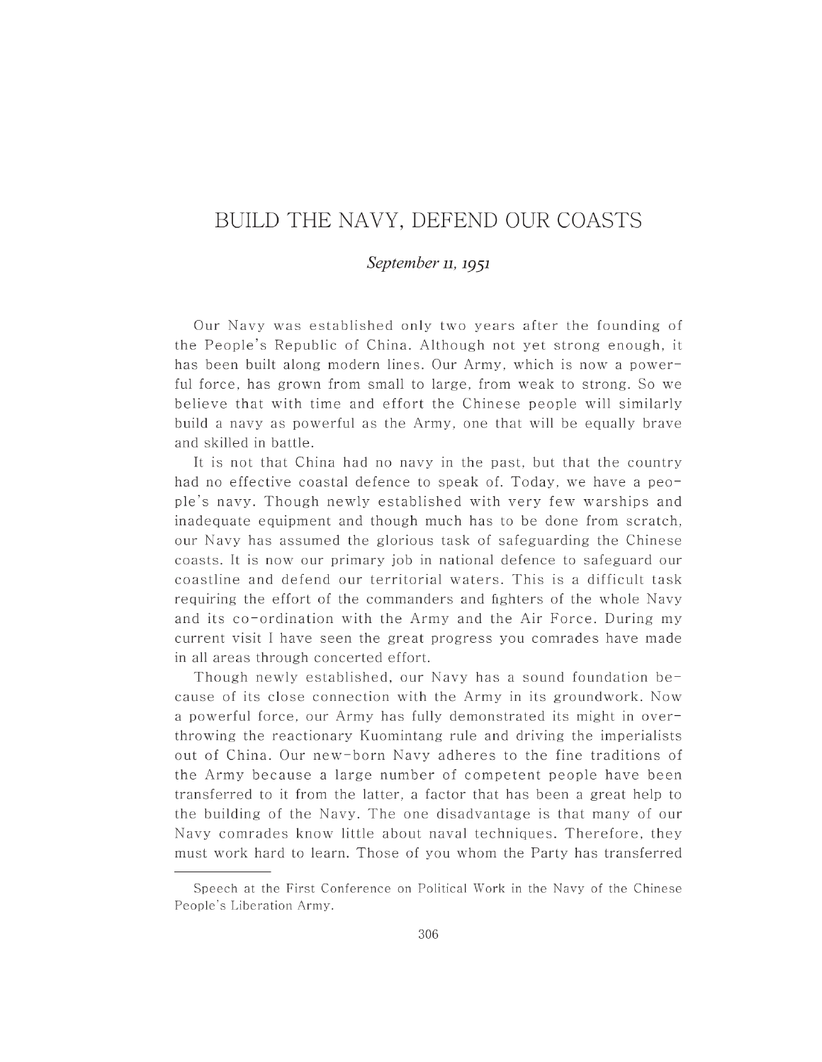# BUILD THE NAVY, DEFEND OUR COASTS

*September 11, 1951*

Our Navy was established only two years after the founding of the People's Republic of China. Although not yet strong enough, it has been built along modern lines. Our Army, which is now a powerful force, has grown from small to large, from weak to strong. So we believe that with time and effort the Chinese people will similarly build a navy as powerful as the Army, one that will be equally brave and skilled in battle.

It is not that China had no navy in the past, but that the country had no effective coastal defence to speak of. Today, we have a people's navy. Though newly established with very few warships and inadequate equipment and though much has to be done from scratch, our Navy has assumed the glorious task of safeguarding the Chinese coasts. It is now our primary job in national defence to safeguard our coastline and defend our territorial waters. This is a difficult task requiring the effort of the commanders and fighters of the whole Navy and its co-ordination with the Army and the Air Force. During my current visit I have seen the great progress you comrades have made in all areas through concerted effort.

Though newly established, our Navy has a sound foundation because of its close connection with the Army in its groundwork. Now a powerful force, our Army has fully demonstrated its might in overthrowing the reactionary Kuomintang rule and driving the imperialists out of China. Our new-born Navy adheres to the fine traditions of the Army because a large number of competent people have been transferred to it from the latter, a factor that has been a great help to the building of the Navy. The one disadvantage is that many of our Navy comrades know little about naval techniques. Therefore, they must work hard to learn. Those of you whom the Party has transferred

---

Speech at the First Conference on Political Work in the Navy of the Chinese People's Liberation Army.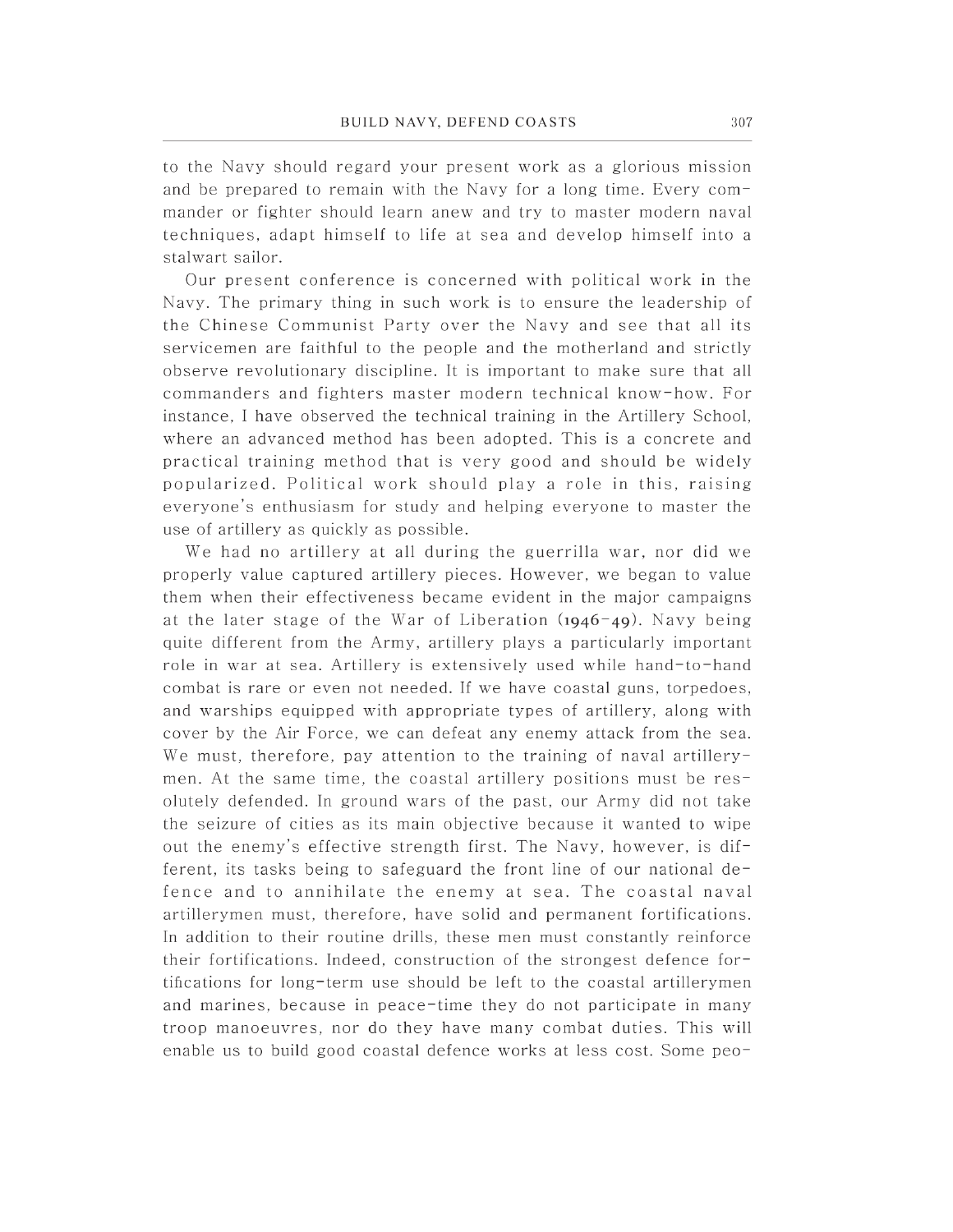to the Navy should regard your present work as a glorious mission and be prepared to remain with the Navy for a long time. Every commander or fighter should learn anew and try to master modern naval techniques, adapt himself to life at sea and develop himself into a stalwart sailor.

Our present conference is concerned with political work in the Navy. The primary thing in such work is to ensure the leadership of the Chinese Communist Party over the Navy and see that all its servicemen are faithful to the people and the motherland and strictly observe revolutionary discipline. It is important to make sure that all commanders and fighters master modern technical know-how. For instance, I have observed the technical training in the Artillery School, where an advanced method has been adopted. This is a concrete and practical training method that is very good and should be widely popularized. Political work should play a role in this, raising everyone's enthusiasm for study and helping everyone to master the use of artillery as quickly as possible.

We had no artillery at all during the guerrilla war, nor did we properly value captured artillery pieces. However, we began to value them when their effectiveness became evident in the major campaigns at the later stage of the War of Liberation (1946–49). Navy being quite different from the Army, artillery plays a particularly important role in war at sea. Artillery is extensively used while hand-to-hand combat is rare or even not needed. If we have coastal guns, torpedoes, and warships equipped with appropriate types of artillery, along with cover by the Air Force, we can defeat any enemy attack from the sea. We must, therefore, pay attention to the training of naval artillerymen. At the same time, the coastal artillery positions must be resolutely defended. In ground wars of the past, our Army did not take the seizure of cities as its main objective because it wanted to wipe out the enemy's effective strength first. The Navy, however, is different, its tasks being to safeguard the front line of our national defence and to annihilate the enemy at sea. The coastal naval artillerymen must, therefore, have solid and permanent fortifications. In addition to their routine drills, these men must constantly reinforce their fortifications. Indeed, construction of the strongest defence fortifications for long-term use should be left to the coastal artillerymen and marines, because in peace-time they do not participate in many troop manoeuvres, nor do they have many combat duties. This will enable us to build good coastal defence works at less cost. Some peo-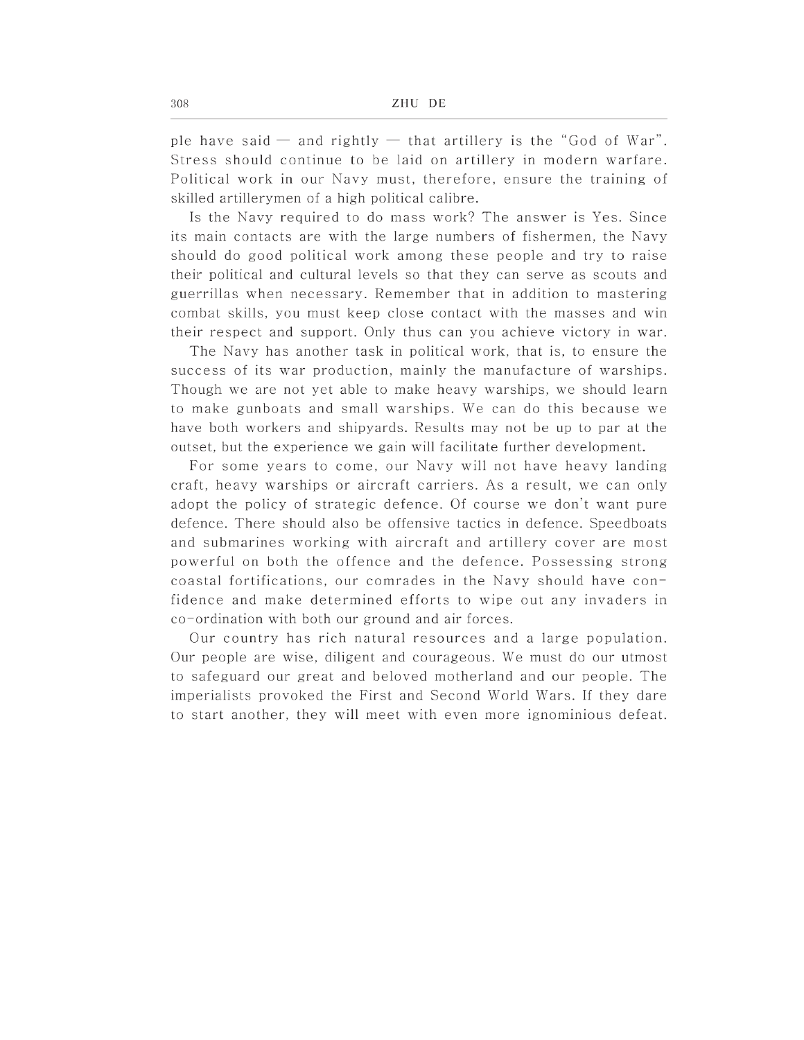ple have said — and rightly — that artillery is the "God of War". Stress should continue to be laid on artillery in modern warfare. Political work in our Navy must, therefore, ensure the training of skilled artillerymen of a high political calibre.

Is the Navy required to do mass work? The answer is Yes. Since its main contacts are with the large numbers of fishermen, the Navy should do good political work among these people and try to raise their political and cultural levels so that they can serve as scouts and guerrillas when necessary. Remember that in addition to mastering combat skills, you must keep close contact with the masses and win their respect and support. Only thus can you achieve victory in war.

The Navy has another task in political work, that is, to ensure the success of its war production, mainly the manufacture of warships. Though we are not yet able to make heavy warships, we should learn to make gunboats and small warships. We can do this because we have both workers and shipyards. Results may not be up to par at the outset, but the experience we gain will facilitate further development.

For some years to come, our Navy will not have heavy landing craft, heavy warships or aircraft carriers. As a result, we can only adopt the policy of strategic defence. Of course we don't want pure defence. There should also be offensive tactics in defence. Speedboats and submarines working with aircraft and artillery cover are most powerful on both the offence and the defence. Possessing strong coastal fortifications, our comrades in the Navy should have confidence and make determined efforts to wipe out any invaders in co-ordination with both our ground and air forces.

Our country has rich natural resources and a large population. Our people are wise, diligent and courageous. We must do our utmost to safeguard our great and beloved motherland and our people. The imperialists provoked the First and Second World Wars. If they dare to start another, they will meet with even more ignominious defeat.